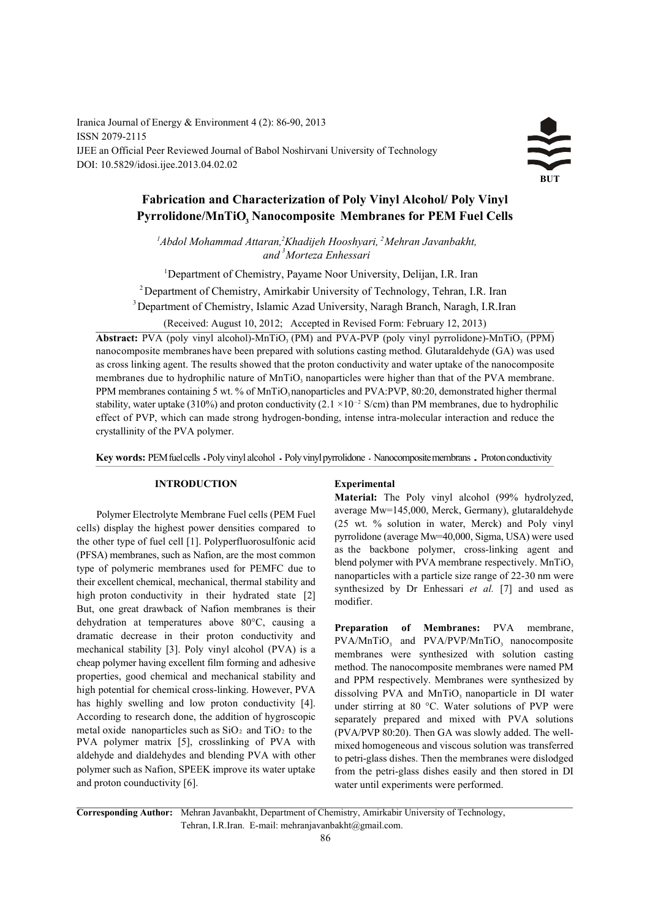Iranica Journal of Energy & Environment 4 (2): 86-90, 2013
ISSN 2079-2115
IJEE an Official Peer Reviewed Journal of Babol Noshirvani University of Technology
DOI: 10.5829/idosi.ijee.2013.04.02.02

# Fabrication and Characterization of Poly Vinyl Alcohol/ Poly Vinyl Pyrrolidone/$MnTiO_3$ Nanocomposite Membranes for PEM Fuel Cells

[1]*Abdol Mohammad Attaran*, [2]*Khadijeh Hooshyari*, [2]*Mehran Javanbakht*, and [3]*Morteza Enhessari*

[1]Department of Chemistry, Payame Noor University, Delijan, I.R. Iran

[2]Department of Chemistry, Amirkabir University of Technology, Tehran, I.R. Iran

[3]Department of Chemistry, Islamic Azad University, Naragh Branch, Naragh, I.R.Iran

(Received: August 10, 2012; Accepted in Revised Form: February 12, 2013)

**Abstract:** PVA (poly vinyl alcohol)-$MnTiO_3$ (PM) and PVA-PVP (poly vinyl pyrrolidone)-$MnTiO_3$ (PPM) nanocomposite membranes have been prepared with solutions casting method. Glutaraldehyde (GA) was used as cross linking agent. The results showed that the proton conductivity and water uptake of the nanocomposite membranes due to hydrophilic nature of $MnTiO_3$ nanoparticles were higher than that of the PVA membrane. PPM membranes containing 5 wt. % of $MnTiO_3$ nanoparticles and PVA:PVP, 80:20, demonstrated higher thermal stability, water uptake (310%) and proton conductivity ($2.1 \times 10^{-2}$ S/cm) than PM membranes, due to hydrophilic effect of PVP, which can made strong hydrogen-bonding, intense intra-molecular interaction and reduce the crystallinity of the PVA polymer.

**Key words:** PEM fuel cells . Poly vinyl alcohol . Poly vinyl pyrrolidone . Nanocomposite membrans . Proton conductivity

## INTRODUCTION

Polymer Electrolyte Membrane Fuel cells (PEM Fuel cells) display the highest power densities compared to the other type of fuel cell [1]. Polyperfluorosulfonic acid (PFSA) membranes, such as Nafion, are the most common type of polymeric membranes used for PEMFC due to their excellent chemical, mechanical, thermal stability and high proton conductivity in their hydrated state [2] But, one great drawback of Nafion membranes is their dehydration at temperatures above 80°C, causing a dramatic decrease in their proton conductivity and mechanical stability [3]. Poly vinyl alcohol (PVA) is a cheap polymer having excellent film forming and adhesive properties, good chemical and mechanical stability and high potential for chemical cross-linking. However, PVA has highly swelling and low proton conductivity [4]. According to research done, the addition of hygroscopic metal oxide nanoparticles such as $SiO_2$ and $TiO_2$ to the PVA polymer matrix [5], crosslinking of PVA with aldehyde and dialdehydes and blending PVA with other polymer such as Nafion, SPEEK improve its water uptake and proton counductivity [6].

## Experimental

**Material:** The Poly vinyl alcohol (99% hydrolyzed, average Mw=145,000, Merck, Germany), glutaraldehyde (25 wt. % solution in water, Merck) and Poly vinyl pyrrolidone (average Mw=40,000, Sigma, USA) were used as the backbone polymer, cross-linking agent and blend polymer with PVA membrane respectively. $MnTiO_3$ nanoparticles with a particle size range of 22-30 nm were synthesized by Dr Enhessari *et al.* [7] and used as modifier.

**Preparation of Membranes:** PVA membrane, PVA/$MnTiO_3$ and PVA/PVP/$MnTiO_3$ nanocomposite membranes were synthesized with solution casting method. The nanocomposite membranes were named PM and PPM respectively. Membranes were synthesized by dissolving PVA and $MnTiO_3$ nanoparticle in DI water under stirring at 80 °C. Water solutions of PVP were separately prepared and mixed with PVA solutions (PVA/PVP 80:20). Then GA was slowly added. The well-mixed homogeneous and viscous solution was transferred to petri-glass dishes. Then the membranes were dislodged from the petri-glass dishes easily and then stored in DI water until experiments were performed.

**Corresponding Author:** Mehran Javanbakht, Department of Chemistry, Amirkabir University of Technology, Tehran, I.R.Iran. E-mail: mehranjavanbakht@gmail.com.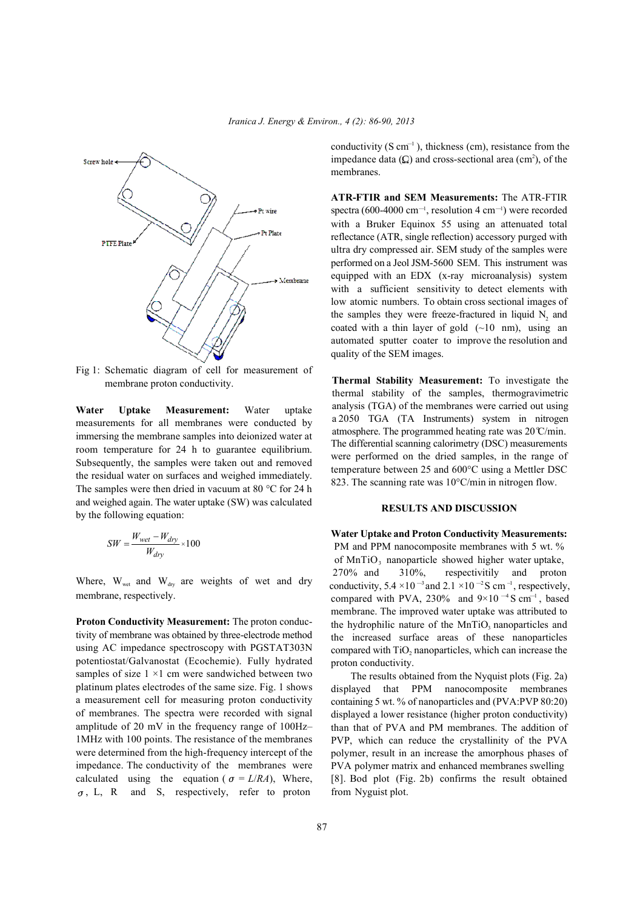Fig 1: Schematic diagram of cell for measurement of membrane proton conductivity.

**Water Uptake Measurement:** Water uptake measurements for all membranes were conducted by immersing the membrane samples into deionized water at room temperature for 24 h to guarantee equilibrium. Subsequently, the samples were taken out and removed the residual water on surfaces and weighed immediately. The samples were then dried in vacuum at 80 °C for 24 h and weighed again. The water uptake (SW) was calculated by the following equation:

$$SW = \frac{W_{wet} - W_{dry}}{W_{dry}} \times 100$$

Where, $W_{wet}$ and $W_{dry}$ are weights of wet and dry membrane, respectively.

**Proton Conductivity Measurement:** The proton conductivity of membrane was obtained by three-electrode method using AC impedance spectroscopy with PGSTAT303N potentiostat/Galvanostat (Ecochemie). Fully hydrated samples of size 1 ×1 cm were sandwiched between two platinum plates electrodes of the same size. Fig. 1 shows a measurement cell for measuring proton conductivity of membranes. The spectra were recorded with signal amplitude of 20 mV in the frequency range of 100Hz–1MHz with 100 points. The resistance of the membranes were determined from the high-frequency intercept of the impedance. The conductivity of the membranes were calculated using the equation ($\sigma = L/RA$), Where, $\sigma$, L, R and S, respectively, refer to proton conductivity (S $cm^{-1}$), thickness (cm), resistance from the impedance data (Ω) and cross-sectional area ($cm^2$), of the membranes.

**ATR-FTIR and SEM Measurements:** The ATR-FTIR spectra (600-4000 $cm^{-1}$, resolution 4 $cm^{-1}$) were recorded with a Bruker Equinox 55 using an attenuated total reflectance (ATR, single reflection) accessory purged with ultra dry compressed air. SEM study of the samples were performed on a Jeol JSM-5600 SEM. This instrument was equipped with an EDX (x-ray microanalysis) system with a sufficient sensitivity to detect elements with low atomic numbers. To obtain cross sectional images of the samples they were freeze-fractured in liquid $N_2$ and coated with a thin layer of gold (~10 nm), using an automated sputter coater to improve the resolution and quality of the SEM images.

**Thermal Stability Measurement:** To investigate the thermal stability of the samples, thermogravimetric analysis (TGA) of the membranes were carried out using a 2050 TGA (TA Instruments) system in nitrogen atmosphere. The programmed heating rate was 20°C/min. The differential scanning calorimetry (DSC) measurements were performed on the dried samples, in the range of temperature between 25 and 600°C using a Mettler DSC 823. The scanning rate was 10°C/min in nitrogen flow.

## RESULTS AND DISCUSSION

**Water Uptake and Proton Conductivity Measurements:** PM and PPM nanocomposite membranes with 5 wt. % of $MnTiO_3$ nanoparticle showed higher water uptake, 270% and 310%, respectivitily and proton conductivity, $5.4 \times 10^{-3}$ and $2.1 \times 10^{-2}$ S $cm^{-1}$, respectively, compared with PVA, 230% and $9 \times 10^{-4}$ S $cm^{-1}$, based membrane. The improved water uptake was attributed to the hydrophilic nature of the $MnTiO_3$ nanoparticles and the increased surface areas of these nanoparticles compared with $TiO_2$ nanoparticles, which can increase the proton conductivity.

The results obtained from the Nyquist plots (Fig. 2a) displayed that PPM nanocomposite membranes containing 5 wt. % of nanoparticles and (PVA:PVP 80:20) displayed a lower resistance (higher proton conductivity) than that of PVA and PM membranes. The addition of PVP, which can reduce the crystallinity of the PVA polymer, result in an increase the amorphous phases of PVA polymer matrix and enhanced membranes swelling [8]. Bod plot (Fig. 2b) confirms the result obtained from Nyguist plot.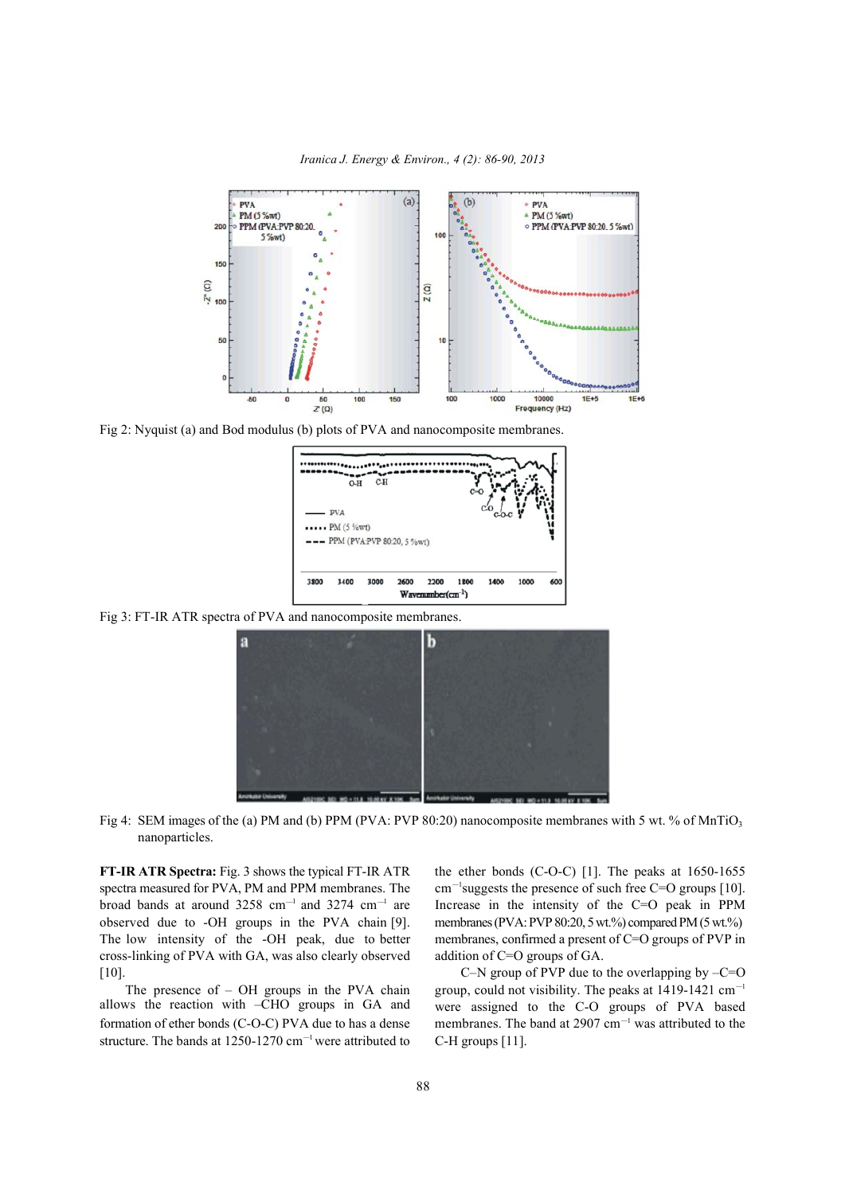Fig 2: Nyquist (a) and Bod modulus (b) plots of PVA and nanocomposite membranes.

Fig 3: FT-IR ATR spectra of PVA and nanocomposite membranes.

Fig 4: SEM images of the (a) PM and (b) PPM (PVA: PVP 80:20) nanocomposite membranes with 5 wt. % of $MnTiO_3$ nanoparticles.

**FT-IR ATR Spectra:** Fig. 3 shows the typical FT-IR ATR spectra measured for PVA, PM and PPM membranes. The broad bands at around 3258 $cm^{-1}$ and 3274 $cm^{-1}$ are observed due to -OH groups in the PVA chain [9]. The low intensity of the -OH peak, due to better cross-linking of PVA with GA, was also clearly observed [10].

The presence of – OH groups in the PVA chain allows the reaction with –CHO groups in GA and formation of ether bonds (C-O-C) PVA due to has a dense structure. The bands at 1250-1270 $cm^{-1}$ were attributed to the ether bonds (C-O-C) [1]. The peaks at 1650-1655 $cm^{-1}$suggests the presence of such free C=O groups [10]. Increase in the intensity of the C=O peak in PPM membranes (PVA: PVP 80:20, 5 wt.%) compared PM (5 wt.%) membranes, confirmed a present of C=O groups of PVP in addition of C=O groups of GA.

C–N group of PVP due to the overlapping by –C=O group, could not visibility. The peaks at 1419-1421 $cm^{-1}$ were assigned to the C-O groups of PVA based membranes. The band at 2907 $cm^{-1}$ was attributed to the C-H groups [11].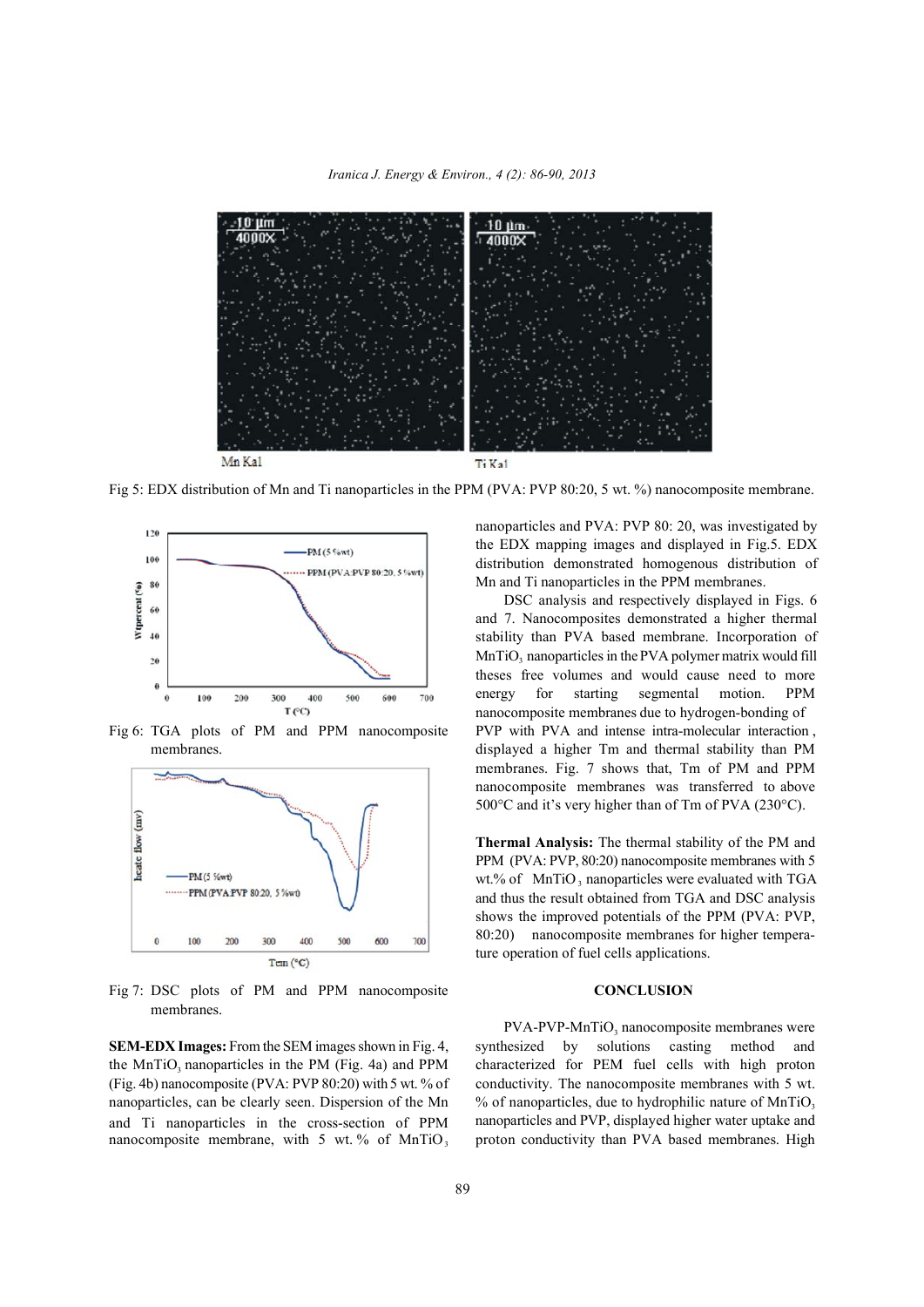Mn Kal    Ti Kal

Fig 5: EDX distribution of Mn and Ti nanoparticles in the PPM (PVA: PVP 80:20, 5 wt. %) nanocomposite membrane.

Fig 6: TGA plots of PM and PPM nanocomposite membranes.

Fig 7: DSC plots of PM and PPM nanocomposite membranes.

**SEM-EDX Images:** From the SEM images shown in Fig. 4, the $MnTiO_3$ nanoparticles in the PM (Fig. 4a) and PPM (Fig. 4b) nanocomposite (PVA: PVP 80:20) with 5 wt. % of nanoparticles, can be clearly seen. Dispersion of the Mn and Ti nanoparticles in the cross-section of PPM nanocomposite membrane, with 5 wt. % of $MnTiO_3$ nanoparticles and PVA: PVP 80: 20, was investigated by the EDX mapping images and displayed in Fig.5. EDX distribution demonstrated homogenous distribution of Mn and Ti nanoparticles in the PPM membranes.

DSC analysis and respectively displayed in Figs. 6 and 7. Nanocomposites demonstrated a higher thermal stability than PVA based membrane. Incorporation of $MnTiO_3$ nanoparticles in the PVA polymer matrix would fill theses free volumes and would cause need to more energy for starting segmental motion. PPM nanocomposite membranes due to hydrogen-bonding of PVP with PVA and intense intra-molecular interaction , displayed a higher Tm and thermal stability than PM membranes. Fig. 7 shows that, Tm of PM and PPM nanocomposite membranes was transferred to above 500°C and it's very higher than of Tm of PVA (230°C).

**Thermal Analysis:** The thermal stability of the PM and PPM (PVA: PVP, 80:20) nanocomposite membranes with 5 wt.% of $MnTiO_3$ nanoparticles were evaluated with TGA and thus the result obtained from TGA and DSC analysis shows the improved potentials of the PPM (PVA: PVP, 80:20) nanocomposite membranes for higher temperature operation of fuel cells applications.

## CONCLUSION

PVA-PVP-$MnTiO_3$ nanocomposite membranes were synthesized by solutions casting method and characterized for PEM fuel cells with high proton conductivity. The nanocomposite membranes with 5 wt. % of nanoparticles, due to hydrophilic nature of $MnTiO_3$ nanoparticles and PVP, displayed higher water uptake and proton conductivity than PVA based membranes. High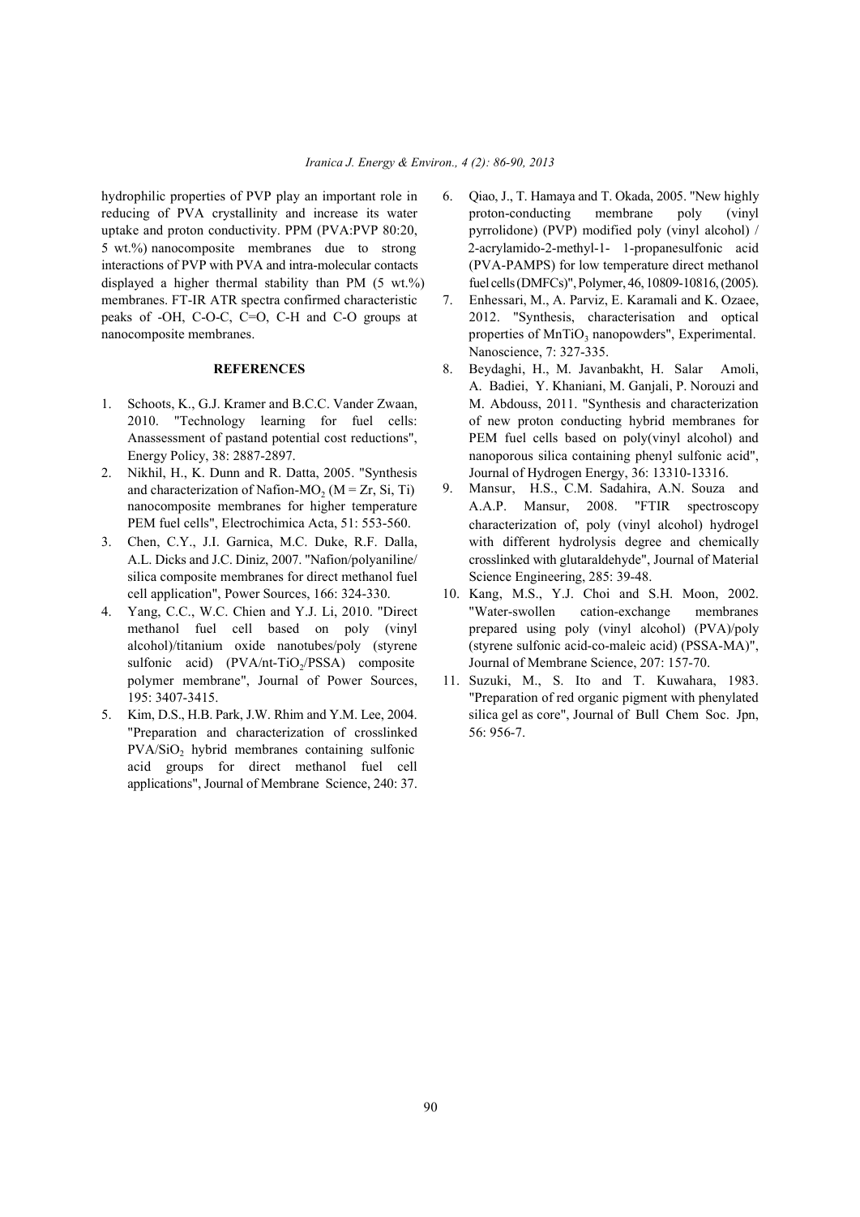hydrophilic properties of PVP play an important role in reducing of PVA crystallinity and increase its water uptake and proton conductivity. PPM (PVA:PVP 80:20, 5 wt.%) nanocomposite membranes due to strong interactions of PVP with PVA and intra-molecular contacts displayed a higher thermal stability than PM (5 wt.%) membranes. FT-IR ATR spectra confirmed characteristic peaks of -OH, C-O-C, C=O, C-H and C-O groups at nanocomposite membranes.

## REFERENCES

1. Schoots, K., G.J. Kramer and B.C.C. Vander Zwaan, 2010. "Technology learning for fuel cells: Anassessment of pastand potential cost reductions", Energy Policy, 38: 2887-2897.
2. Nikhil, H., K. Dunn and R. Datta, 2005. "Synthesis and characterization of Nafion-$MO_2$ (M = Zr, Si, Ti) nanocomposite membranes for higher temperature PEM fuel cells", Electrochimica Acta, 51: 553-560.
3. Chen, C.Y., J.I. Garnica, M.C. Duke, R.F. Dalla, A.L. Dicks and J.C. Diniz, 2007. "Nafion/polyaniline/silica composite membranes for direct methanol fuel cell application", Power Sources, 166: 324-330.
4. Yang, C.C., W.C. Chien and Y.J. Li, 2010. "Direct methanol fuel cell based on poly (vinyl alcohol)/titanium oxide nanotubes/poly (styrene sulfonic acid) (PVA/nt-$TiO_2$/PSSA) composite polymer membrane", Journal of Power Sources, 195: 3407-3415.
5. Kim, D.S., H.B. Park, J.W. Rhim and Y.M. Lee, 2004. "Preparation and characterization of crosslinked PVA/$SiO_2$ hybrid membranes containing sulfonic acid groups for direct methanol fuel cell applications", Journal of Membrane Science, 240: 37.
6. Qiao, J., T. Hamaya and T. Okada, 2005. "New highly proton-conducting membrane poly (vinyl pyrrolidone) (PVP) modified poly (vinyl alcohol) / 2-acrylamido-2-methyl-1- 1-propanesulfonic acid (PVA-PAMPS) for low temperature direct methanol fuel cells (DMFCs)", Polymer, 46, 10809-10816, (2005).
7. Enhessari, M., A. Parviz, E. Karamali and K. Ozaee, 2012. "Synthesis, characterisation and optical properties of $MnTiO_3$ nanopowders", Experimental. Nanoscience, 7: 327-335.
8. Beydaghi, H., M. Javanbakht, H. Salar Amoli, A. Badiei, Y. Khaniani, M. Ganjali, P. Norouzi and M. Abdouss, 2011. "Synthesis and characterization of new proton conducting hybrid membranes for PEM fuel cells based on poly(vinyl alcohol) and nanoporous silica containing phenyl sulfonic acid", Journal of Hydrogen Energy, 36: 13310-13316.
9. Mansur, H.S., C.M. Sadahira, A.N. Souza and A.A.P. Mansur, 2008. "FTIR spectroscopy characterization of, poly (vinyl alcohol) hydrogel with different hydrolysis degree and chemically crosslinked with glutaraldehyde", Journal of Material Science Engineering, 285: 39-48.
10. Kang, M.S., Y.J. Choi and S.H. Moon, 2002. "Water-swollen cation-exchange membranes prepared using poly (vinyl alcohol) (PVA)/poly (styrene sulfonic acid-co-maleic acid) (PSSA-MA)", Journal of Membrane Science, 207: 157-70.
11. Suzuki, M., S. Ito and T. Kuwahara, 1983. "Preparation of red organic pigment with phenylated silica gel as core", Journal of Bull Chem Soc. Jpn, 56: 956-7.